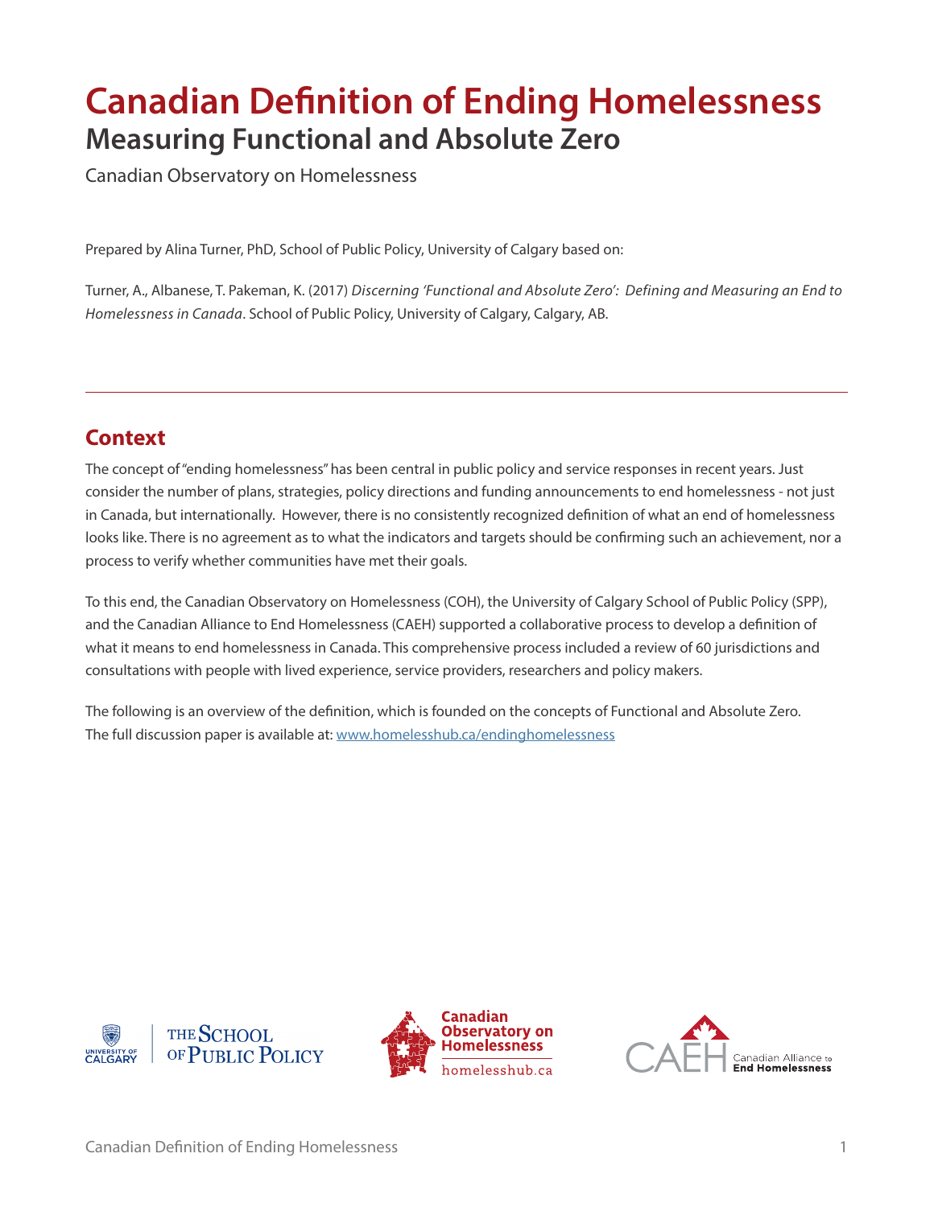# Canadian Definition of Ending Homelessness

## Measuring Functional and Absolute Zero

Canadian Observatory on Homelessness

Prepared by Alina Turner, PhD, School of Public Policy, University of Calgary based on:

Turner, A., Albanese, T. Pakeman, K. (2017) *Discerning 'Functional and Absolute Zero': Defining and Measuring an End to Homelessness in Canada*. School of Public Policy, University of Calgary, Calgary, AB.

---

## Context

The concept of "ending homelessness" has been central in public policy and service responses in recent years. Just consider the number of plans, strategies, policy directions and funding announcements to end homelessness - not just in Canada, but internationally. However, there is no consistently recognized definition of what an end of homelessness looks like. There is no agreement as to what the indicators and targets should be confirming such an achievement, nor a process to verify whether communities have met their goals.

To this end, the Canadian Observatory on Homelessness (COH), the University of Calgary School of Public Policy (SPP), and the Canadian Alliance to End Homelessness (CAEH) supported a collaborative process to develop a definition of what it means to end homelessness in Canada. This comprehensive process included a review of 60 jurisdictions and consultations with people with lived experience, service providers, researchers and policy makers.

The following is an overview of the definition, which is founded on the concepts of Functional and Absolute Zero. The full discussion paper is available at: www.homelesshub.ca/endinghomelessness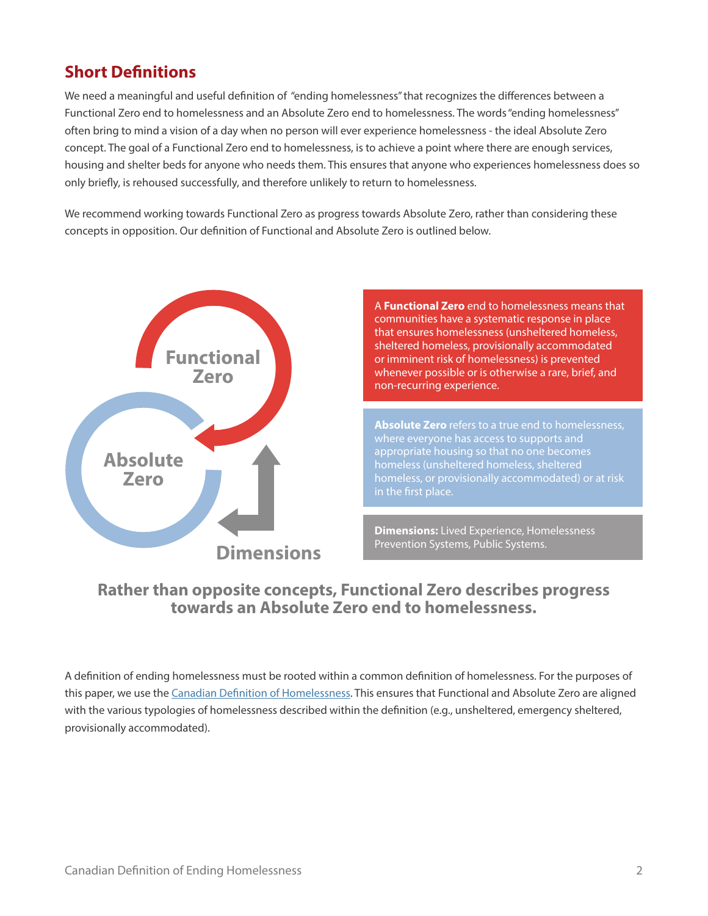## Short Definitions

We need a meaningful and useful definition of "ending homelessness" that recognizes the differences between a Functional Zero end to homelessness and an Absolute Zero end to homelessness. The words "ending homelessness" often bring to mind a vision of a day when no person will ever experience homelessness - the ideal Absolute Zero concept. The goal of a Functional Zero end to homelessness, is to achieve a point where there are enough services, housing and shelter beds for anyone who needs them. This ensures that anyone who experiences homelessness does so only briefly, is rehoused successfully, and therefore unlikely to return to homelessness.

We recommend working towards Functional Zero as progress towards Absolute Zero, rather than considering these concepts in opposition. Our definition of Functional and Absolute Zero is outlined below.

Functional Zero

Absolute Zero

Dimensions

A **Functional Zero** end to homelessness means that communities have a systematic response in place that ensures homelessness (unsheltered homeless, sheltered homeless, provisionally accommodated or imminent risk of homelessness) is prevented whenever possible or is otherwise a rare, brief, and non-recurring experience.

**Absolute Zero** refers to a true end to homelessness, where everyone has access to supports and appropriate housing so that no one becomes homeless (unsheltered homeless, sheltered homeless, or provisionally accommodated) or at risk in the first place.

**Dimensions:** Lived Experience, Homelessness Prevention Systems, Public Systems.

**Rather than opposite concepts, Functional Zero describes progress towards an Absolute Zero end to homelessness.**

A definition of ending homelessness must be rooted within a common definition of homelessness. For the purposes of this paper, we use the Canadian Definition of Homelessness. This ensures that Functional and Absolute Zero are aligned with the various typologies of homelessness described within the definition (e.g., unsheltered, emergency sheltered, provisionally accommodated).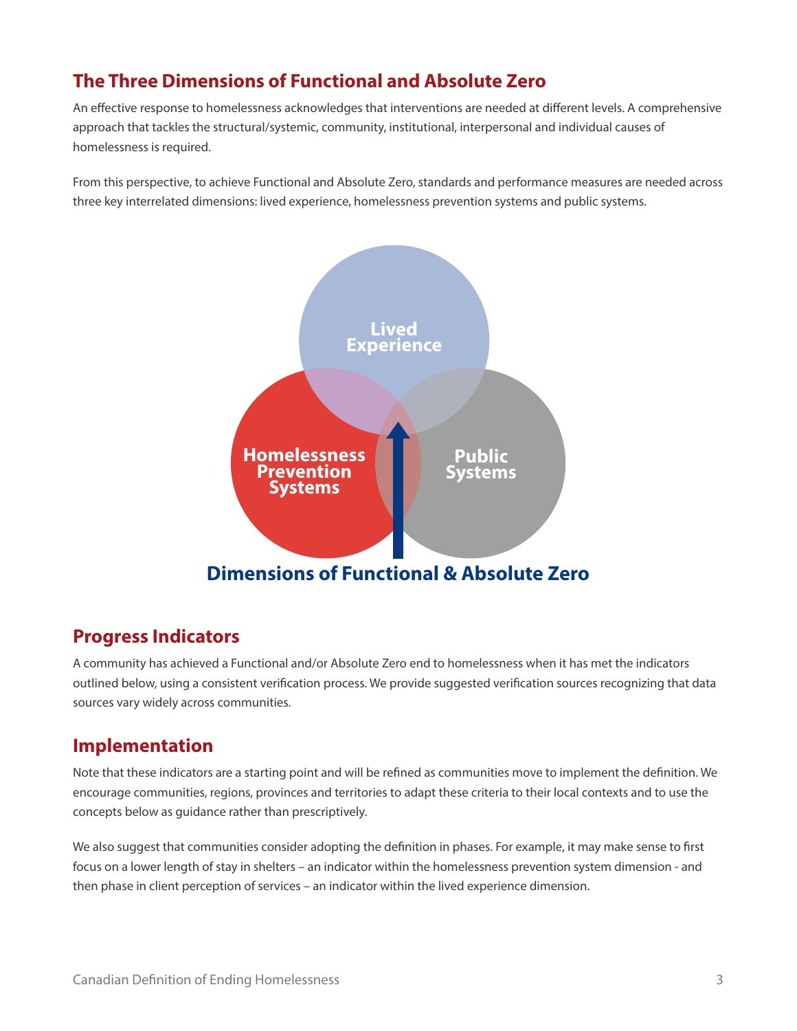## The Three Dimensions of Functional and Absolute Zero

An effective response to homelessness acknowledges that interventions are needed at different levels. A comprehensive approach that tackles the structural/systemic, community, institutional, interpersonal and individual causes of homelessness is required.

From this perspective, to achieve Functional and Absolute Zero, standards and performance measures are needed across three key interrelated dimensions: lived experience, homelessness prevention systems and public systems.

Lived Experience

Homelessness Prevention Systems

Public Systems

**Dimensions of Functional & Absolute Zero**

## Progress Indicators

A community has achieved a Functional and/or Absolute Zero end to homelessness when it has met the indicators outlined below, using a consistent verification process. We provide suggested verification sources recognizing that data sources vary widely across communities.

## Implementation

Note that these indicators are a starting point and will be refined as communities move to implement the definition. We encourage communities, regions, provinces and territories to adapt these criteria to their local contexts and to use the concepts below as guidance rather than prescriptively.

We also suggest that communities consider adopting the definition in phases. For example, it may make sense to first focus on a lower length of stay in shelters – an indicator within the homelessness prevention system dimension - and then phase in client perception of services – an indicator within the lived experience dimension.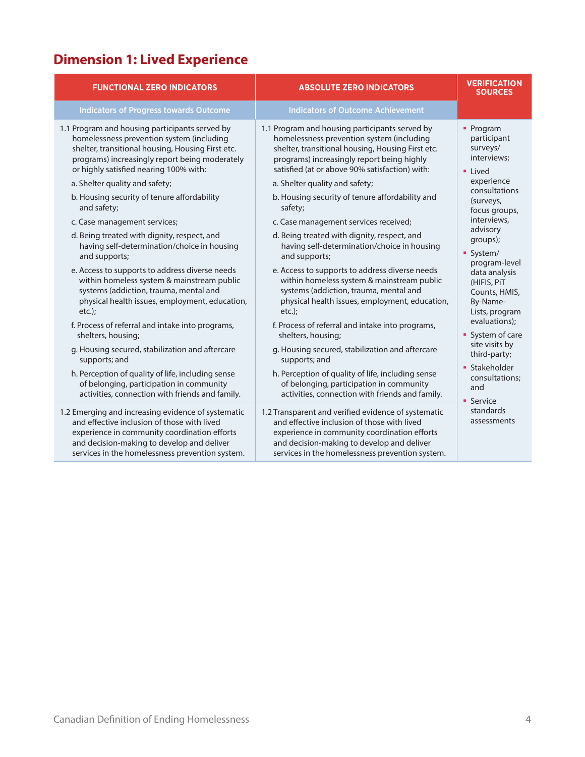## Dimension 1: Lived Experience

| FUNCTIONAL ZERO INDICATORS | ABSOLUTE ZERO INDICATORS | VERIFICATION SOURCES |
|---|---|---|
| Indicators of Progress towards Outcome | Indicators of Outcome Achievement | |
| 1.1 Program and housing participants served by homelessness prevention system (including shelter, transitional housing, Housing First etc. programs) increasingly report being moderately or highly satisfied nearing 100% with:<br>a. Shelter quality and safety;<br>b. Housing security of tenure affordability and safety;<br>c. Case management services;<br>d. Being treated with dignity, respect, and having self-determination/choice in housing and supports;<br>e. Access to supports to address diverse needs within homeless system & mainstream public systems (addiction, trauma, mental and physical health issues, employment, education, etc.);<br>f. Process of referral and intake into programs, shelters, housing;<br>g. Housing secured, stabilization and aftercare supports; and<br>h. Perception of quality of life, including sense of belonging, participation in community activities, connection with friends and family. | 1.1 Program and housing participants served by homelessness prevention system (including shelter, transitional housing, Housing First etc. programs) increasingly report being highly satisfied (at or above 90% satisfaction) with:<br>a. Shelter quality and safety;<br>b. Housing security of tenure affordability and safety;<br>c. Case management services received;<br>d. Being treated with dignity, respect, and having self-determination/choice in housing and supports;<br>e. Access to supports to address diverse needs within homeless system & mainstream public systems (addiction, trauma, mental and physical health issues, employment, education, etc.);<br>f. Process of referral and intake into programs, shelters, housing;<br>g. Housing secured, stabilization and aftercare supports; and<br>h. Perception of quality of life, including sense of belonging, participation in community activities, connection with friends and family. | ▪ Program participant surveys/ interviews;<br>▪ Lived experience consultations (surveys, focus groups, interviews, advisory groups);<br>▪ System/ program-level data analysis (HIFIS, PiT Counts, HMIS, By-Name-Lists, program evaluations);<br>▪ System of care site visits by third-party;<br>▪ Stakeholder consultations; and<br>▪ Service standards assessments |
| 1.2 Emerging and increasing evidence of systematic and effective inclusion of those with lived experience in community coordination efforts and decision-making to develop and deliver services in the homelessness prevention system. | 1.2 Transparent and verified evidence of systematic and effective inclusion of those with lived experience in community coordination efforts and decision-making to develop and deliver services in the homelessness prevention system. | |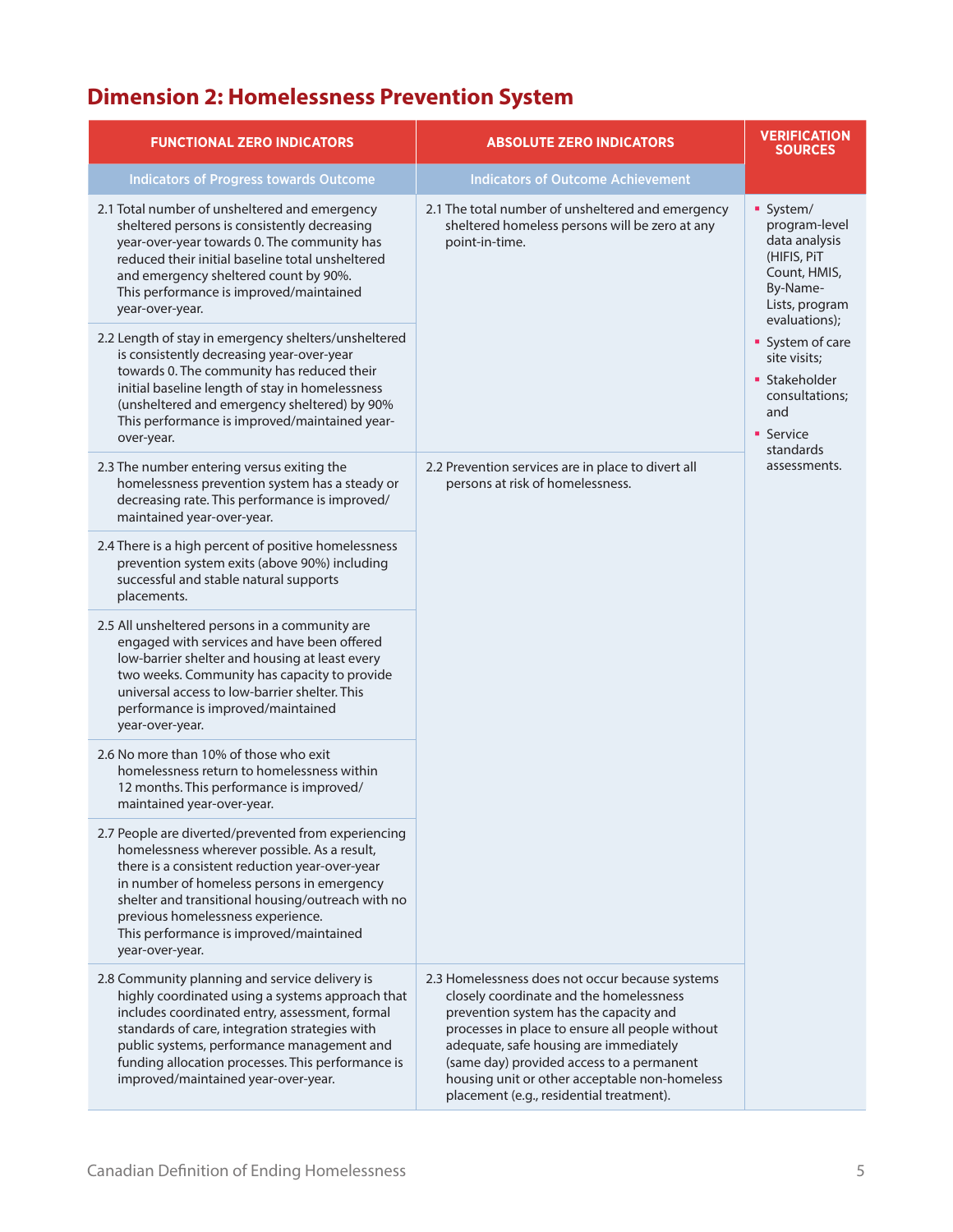## Dimension 2: Homelessness Prevention System

| FUNCTIONAL ZERO INDICATORS | ABSOLUTE ZERO INDICATORS | VERIFICATION SOURCES |
|---|---|---|
| Indicators of Progress towards Outcome | Indicators of Outcome Achievement | |
| 2.1 Total number of unsheltered and emergency sheltered persons is consistently decreasing year-over-year towards 0. The community has reduced their initial baseline total unsheltered and emergency sheltered count by 90%. This performance is improved/maintained year-over-year. | 2.1 The total number of unsheltered and emergency sheltered homeless persons will be zero at any point-in-time. | ▪ System/ program-level data analysis (HIFIS, PiT Count, HMIS, By-Name-Lists, program evaluations);<br>▪ System of care site visits;<br>▪ Stakeholder consultations; and<br>▪ Service standards assessments. |
| 2.2 Length of stay in emergency shelters/unsheltered is consistently decreasing year-over-year towards 0. The community has reduced their initial baseline length of stay in homelessness (unsheltered and emergency sheltered) by 90% This performance is improved/maintained year-over-year. | | |
| 2.3 The number entering versus exiting the homelessness prevention system has a steady or decreasing rate. This performance is improved/ maintained year-over-year. | 2.2 Prevention services are in place to divert all persons at risk of homelessness. | |
| 2.4 There is a high percent of positive homelessness prevention system exits (above 90%) including successful and stable natural supports placements. | | |
| 2.5 All unsheltered persons in a community are engaged with services and have been offered low-barrier shelter and housing at least every two weeks. Community has capacity to provide universal access to low-barrier shelter. This performance is improved/maintained year-over-year. | | |
| 2.6 No more than 10% of those who exit homelessness return to homelessness within 12 months. This performance is improved/ maintained year-over-year. | | |
| 2.7 People are diverted/prevented from experiencing homelessness wherever possible. As a result, there is a consistent reduction year-over-year in number of homeless persons in emergency shelter and transitional housing/outreach with no previous homelessness experience. This performance is improved/maintained year-over-year. | | |
| 2.8 Community planning and service delivery is highly coordinated using a systems approach that includes coordinated entry, assessment, formal standards of care, integration strategies with public systems, performance management and funding allocation processes. This performance is improved/maintained year-over-year. | 2.3 Homelessness does not occur because systems closely coordinate and the homelessness prevention system has the capacity and processes in place to ensure all people without adequate, safe housing are immediately (same day) provided access to a permanent housing unit or other acceptable non-homeless placement (e.g., residential treatment). | |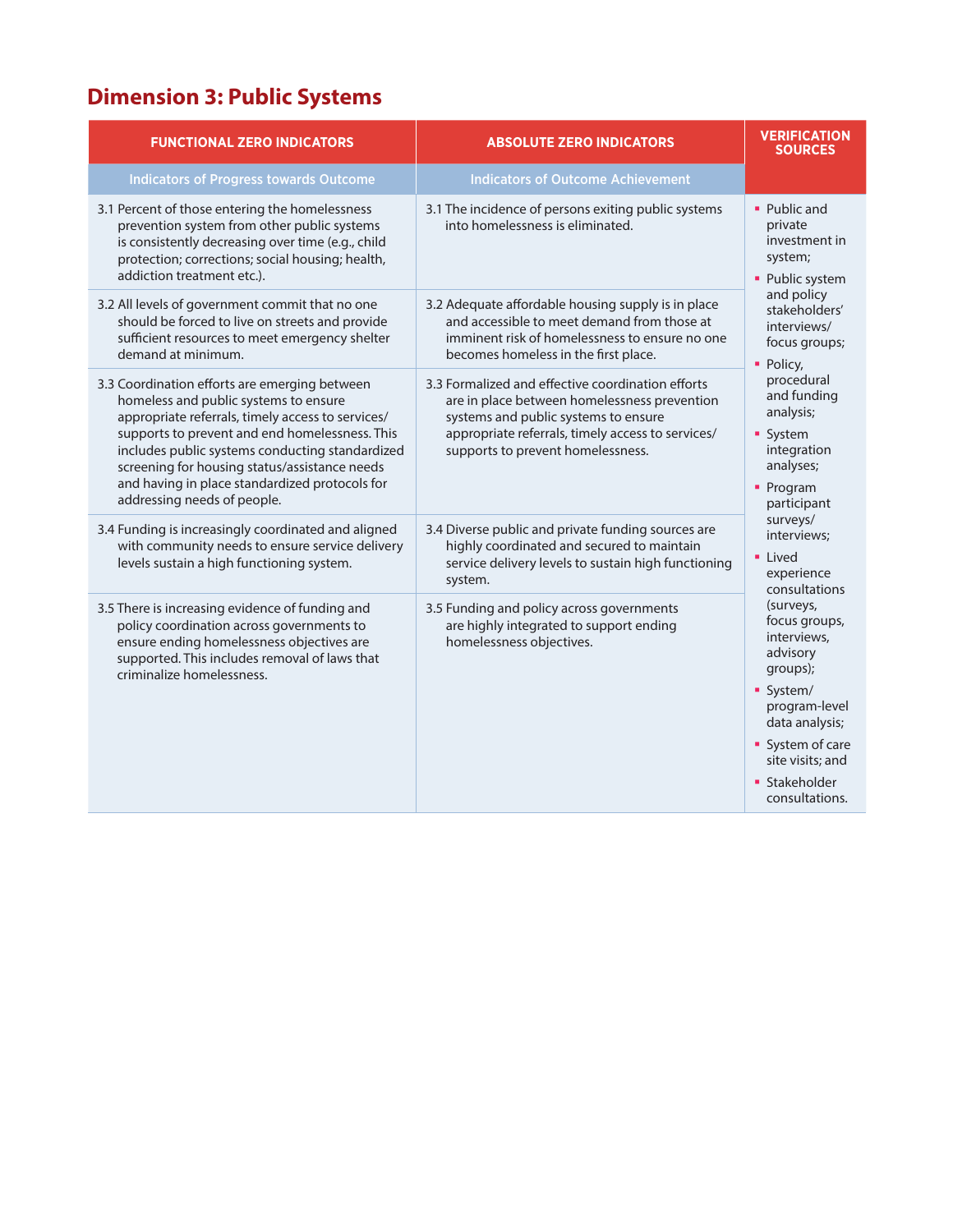## Dimension 3: Public Systems

| FUNCTIONAL ZERO INDICATORS | ABSOLUTE ZERO INDICATORS | VERIFICATION SOURCES |
|---|---|---|
| Indicators of Progress towards Outcome | Indicators of Outcome Achievement | |
| 3.1 Percent of those entering the homelessness prevention system from other public systems is consistently decreasing over time (e.g., child protection; corrections; social housing; health, addiction treatment etc.). | 3.1 The incidence of persons exiting public systems into homelessness is eliminated. | ▪ Public and private investment in system;<br>▪ Public system and policy stakeholders' interviews/ focus groups;<br>▪ Policy, procedural and funding analysis;<br>▪ System integration analyses;<br>▪ Program participant surveys/ interviews;<br>▪ Lived experience consultations (surveys, focus groups, interviews, advisory groups);<br>▪ System/ program-level data analysis;<br>▪ System of care site visits; and<br>▪ Stakeholder consultations. |
| 3.2 All levels of government commit that no one should be forced to live on streets and provide sufficient resources to meet emergency shelter demand at minimum. | 3.2 Adequate affordable housing supply is in place and accessible to meet demand from those at imminent risk of homelessness to ensure no one becomes homeless in the first place. | |
| 3.3 Coordination efforts are emerging between homeless and public systems to ensure appropriate referrals, timely access to services/ supports to prevent and end homelessness. This includes public systems conducting standardized screening for housing status/assistance needs and having in place standardized protocols for addressing needs of people. | 3.3 Formalized and effective coordination efforts are in place between homelessness prevention systems and public systems to ensure appropriate referrals, timely access to services/ supports to prevent homelessness. | |
| 3.4 Funding is increasingly coordinated and aligned with community needs to ensure service delivery levels sustain a high functioning system. | 3.4 Diverse public and private funding sources are highly coordinated and secured to maintain service delivery levels to sustain high functioning system. | |
| 3.5 There is increasing evidence of funding and policy coordination across governments to ensure ending homelessness objectives are supported. This includes removal of laws that criminalize homelessness. | 3.5 Funding and policy across governments are highly integrated to support ending homelessness objectives. | |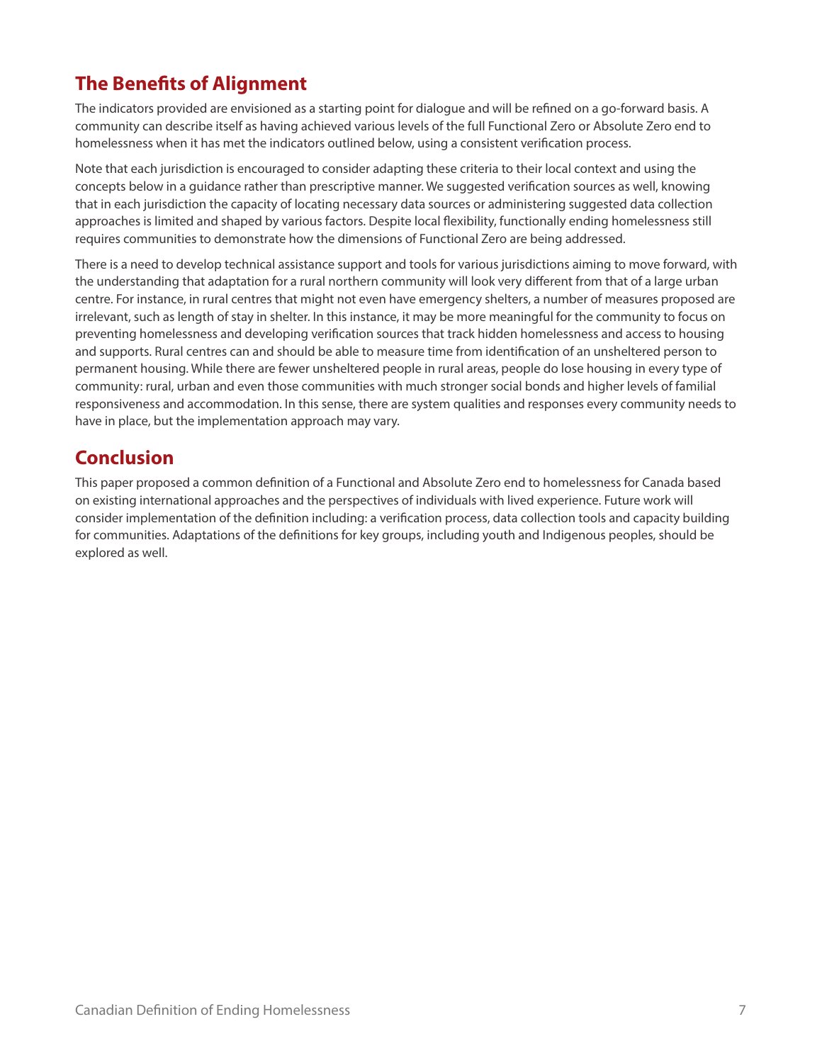## The Benefits of Alignment

The indicators provided are envisioned as a starting point for dialogue and will be refined on a go-forward basis. A community can describe itself as having achieved various levels of the full Functional Zero or Absolute Zero end to homelessness when it has met the indicators outlined below, using a consistent verification process.

Note that each jurisdiction is encouraged to consider adapting these criteria to their local context and using the concepts below in a guidance rather than prescriptive manner. We suggested verification sources as well, knowing that in each jurisdiction the capacity of locating necessary data sources or administering suggested data collection approaches is limited and shaped by various factors. Despite local flexibility, functionally ending homelessness still requires communities to demonstrate how the dimensions of Functional Zero are being addressed.

There is a need to develop technical assistance support and tools for various jurisdictions aiming to move forward, with the understanding that adaptation for a rural northern community will look very different from that of a large urban centre. For instance, in rural centres that might not even have emergency shelters, a number of measures proposed are irrelevant, such as length of stay in shelter. In this instance, it may be more meaningful for the community to focus on preventing homelessness and developing verification sources that track hidden homelessness and access to housing and supports. Rural centres can and should be able to measure time from identification of an unsheltered person to permanent housing. While there are fewer unsheltered people in rural areas, people do lose housing in every type of community: rural, urban and even those communities with much stronger social bonds and higher levels of familial responsiveness and accommodation. In this sense, there are system qualities and responses every community needs to have in place, but the implementation approach may vary.

## Conclusion

This paper proposed a common definition of a Functional and Absolute Zero end to homelessness for Canada based on existing international approaches and the perspectives of individuals with lived experience. Future work will consider implementation of the definition including: a verification process, data collection tools and capacity building for communities. Adaptations of the definitions for key groups, including youth and Indigenous peoples, should be explored as well.